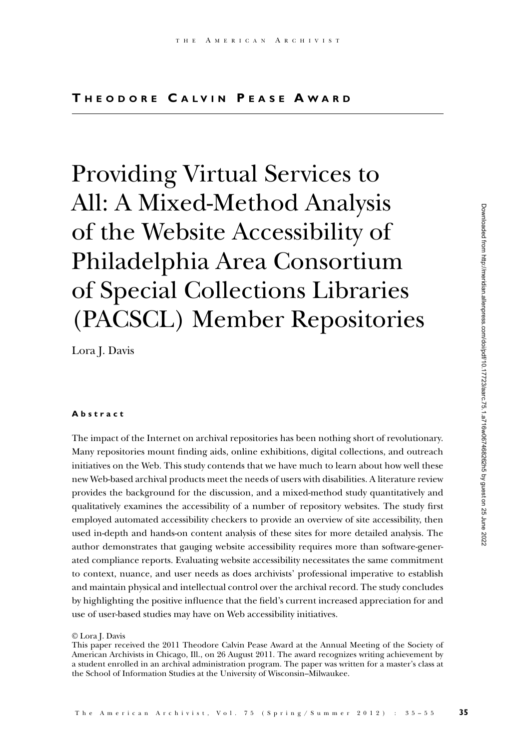## Theodore Calvin Pease Award

# Providing Virtual Services to All: A Mixed-Method Analysis of the Website Accessibility of Philadelphia Area Consortium of Special Collections Libraries (PACSCL) Member Repositories

Lora J. Davis

#### Abstract

The impact of the Internet on archival repositories has been nothing short of revolutionary. Many repositories mount finding aids, online exhibitions, digital collections, and outreach initiatives on the Web. This study contends that we have much to learn about how well these new Web-based archival products meet the needs of users with disabilities. A literature review provides the background for the discussion, and a mixed-method study quantitatively and qualitatively examines the accessibility of a number of repository websites. The study first employed automated accessibility checkers to provide an overview of site accessibility, then used in-depth and hands-on content analysis of these sites for more detailed analysis. The author demonstrates that gauging website accessibility requires more than software-generated compliance reports. Evaluating website accessibility necessitates the same commitment to context, nuance, and user needs as does archivists' professional imperative to establish and maintain physical and intellectual control over the archival record. The study concludes by highlighting the positive influence that the field's current increased appreciation for and use of user-based studies may have on Web accessibility initiatives.

© Lora J. Davis

This paper received the 2011 Theodore Calvin Pease Award at the Annual Meeting of the Society of American Archivists in Chicago, Ill., on 26 August 2011. The award recognizes writing achievement by a student enrolled in an archival administration program. The paper was written for a master's class at the School of Information Studies at the University of Wisconsin–Milwaukee.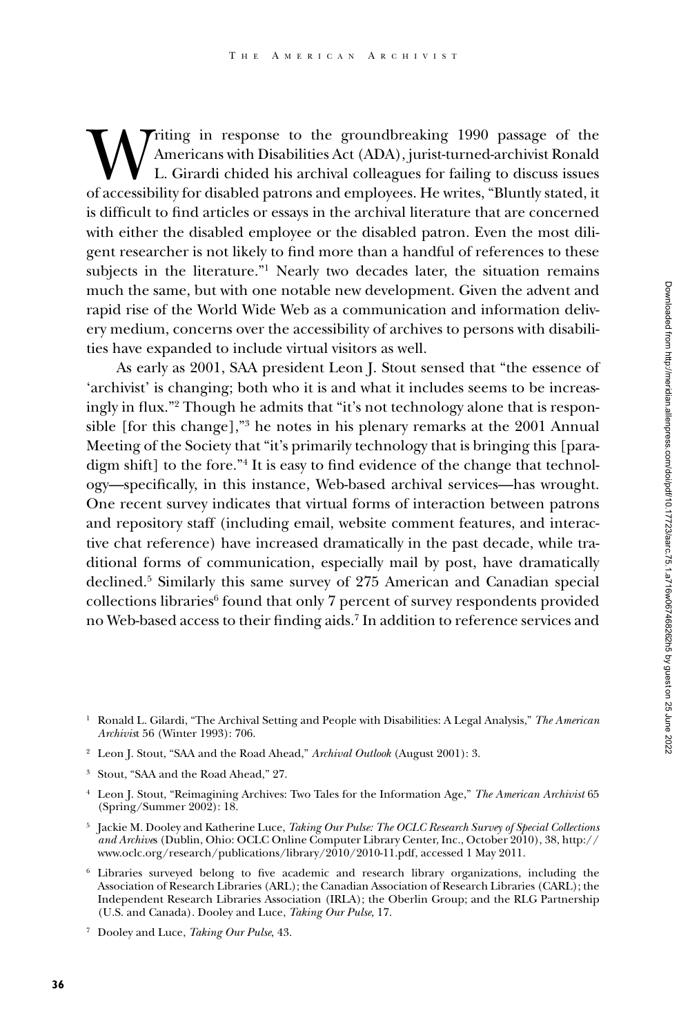Writing in response to the groundbreaking 1990 passage of the Americans with Disabilities Act (ADA), jurist-turned-archivist Ronald L. Girardi chided his archival colleagues for failing to discuss issues of accessibility for disabled patrons and employees. He writes, "Bluntly stated, it is difficult to find articles or essays in the archival literature that are concerned with either the disabled employee or the disabled patron. Even the most diligent researcher is not likely to find more than a handful of references to these subjects in the literature."[1] Nearly two decades later, the situation remains much the same, but with one notable new development. Given the advent and rapid rise of the World Wide Web as a communication and information delivery medium, concerns over the accessibility of archives to persons with disabilities have expanded to include virtual visitors as well.

As early as 2001, SAA president Leon J. Stout sensed that "the essence of 'archivist' is changing; both who it is and what it includes seems to be increasingly in flux."[2] Though he admits that "it's not technology alone that is responsible [for this change],"[3] he notes in his plenary remarks at the 2001 Annual Meeting of the Society that "it's primarily technology that is bringing this [paradigm shift] to the fore."[4] It is easy to find evidence of the change that technology—specifically, in this instance, Web-based archival services—has wrought. One recent survey indicates that virtual forms of interaction between patrons and repository staff (including email, website comment features, and interactive chat reference) have increased dramatically in the past decade, while traditional forms of communication, especially mail by post, have dramatically declined.[5] Similarly this same survey of 275 American and Canadian special collections libraries[6] found that only 7 percent of survey respondents provided no Web-based access to their finding aids.[7] In addition to reference services and

[1] Ronald L. Gilardi, "The Archival Setting and People with Disabilities: A Legal Analysis," *The American Archivist* 56 (Winter 1993): 706.

[2] Leon J. Stout, "SAA and the Road Ahead," *Archival Outlook* (August 2001): 3.

[3] Stout, "SAA and the Road Ahead," 27.

[4] Leon J. Stout, "Reimagining Archives: Two Tales for the Information Age," *The American Archivist* 65 (Spring/Summer 2002): 18.

[5] Jackie M. Dooley and Katherine Luce, *Taking Our Pulse: The OCLC Research Survey of Special Collections and Archives* (Dublin, Ohio: OCLC Online Computer Library Center, Inc., October 2010), 38, http://www.oclc.org/research/publications/library/2010/2010-11.pdf, accessed 1 May 2011.

[6] Libraries surveyed belong to five academic and research library organizations, including the Association of Research Libraries (ARL); the Canadian Association of Research Libraries (CARL); the Independent Research Libraries Association (IRLA); the Oberlin Group; and the RLG Partnership (U.S. and Canada). Dooley and Luce, *Taking Our Pulse*, 17.

[7] Dooley and Luce, *Taking Our Pulse*, 43.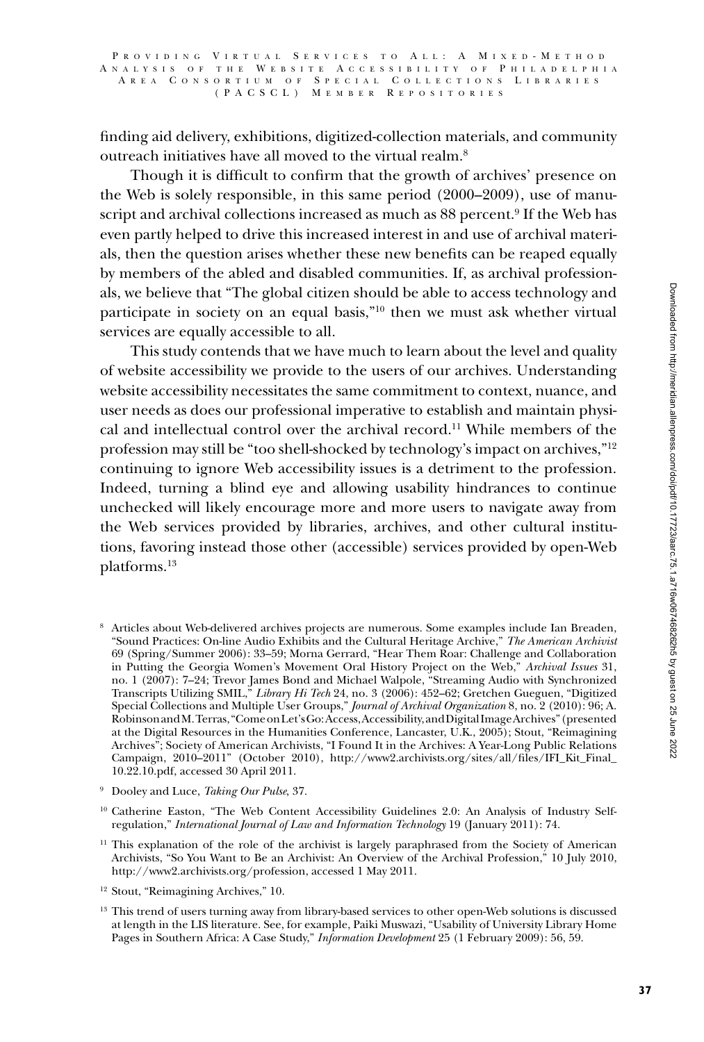finding aid delivery, exhibitions, digitized-collection materials, and community outreach initiatives have all moved to the virtual realm.[8]

Though it is difficult to confirm that the growth of archives' presence on the Web is solely responsible, in this same period (2000–2009), use of manuscript and archival collections increased as much as 88 percent.[9] If the Web has even partly helped to drive this increased interest in and use of archival materials, then the question arises whether these new benefits can be reaped equally by members of the abled and disabled communities. If, as archival professionals, we believe that "The global citizen should be able to access technology and participate in society on an equal basis,"[10] then we must ask whether virtual services are equally accessible to all.

This study contends that we have much to learn about the level and quality of website accessibility we provide to the users of our archives. Understanding website accessibility necessitates the same commitment to context, nuance, and user needs as does our professional imperative to establish and maintain physical and intellectual control over the archival record.[11] While members of the profession may still be "too shell-shocked by technology's impact on archives,"[12] continuing to ignore Web accessibility issues is a detriment to the profession. Indeed, turning a blind eye and allowing usability hindrances to continue unchecked will likely encourage more and more users to navigate away from the Web services provided by libraries, archives, and other cultural institutions, favoring instead those other (accessible) services provided by open-Web platforms.[13]

[8] Articles about Web-delivered archives projects are numerous. Some examples include Ian Breaden, "Sound Practices: On-line Audio Exhibits and the Cultural Heritage Archive," *The American Archivist* 69 (Spring/Summer 2006): 33–59; Morna Gerrard, "Hear Them Roar: Challenge and Collaboration in Putting the Georgia Women's Movement Oral History Project on the Web," *Archival Issues* 31, no. 1 (2007): 7–24; Trevor James Bond and Michael Walpole, "Streaming Audio with Synchronized Transcripts Utilizing SMIL," *Library Hi Tech* 24, no. 3 (2006): 452–62; Gretchen Gueguen, "Digitized Special Collections and Multiple User Groups," *Journal of Archival Organization* 8, no. 2 (2010): 96; A. Robinson and M. Terras, "Come on Let's Go: Access, Accessibility, and Digital Image Archives" (presented at the Digital Resources in the Humanities Conference, Lancaster, U.K., 2005); Stout, "Reimagining Archives"; Society of American Archivists, "I Found It in the Archives: A Year-Long Public Relations Campaign, 2010–2011" (October 2010), http://www2.archivists.org/sites/all/files/IFI_Kit_Final_10.22.10.pdf, accessed 30 April 2011.

[9] Dooley and Luce, *Taking Our Pulse*, 37.

[10] Catherine Easton, "The Web Content Accessibility Guidelines 2.0: An Analysis of Industry Self-regulation," *International Journal of Law and Information Technology* 19 (January 2011): 74.

[11] This explanation of the role of the archivist is largely paraphrased from the Society of American Archivists, "So You Want to Be an Archivist: An Overview of the Archival Profession," 10 July 2010, http://www2.archivists.org/profession, accessed 1 May 2011.

[12] Stout, "Reimagining Archives," 10.

[13] This trend of users turning away from library-based services to other open-Web solutions is discussed at length in the LIS literature. See, for example, Paiki Muswazi, "Usability of University Library Home Pages in Southern Africa: A Case Study," *Information Development* 25 (1 February 2009): 56, 59.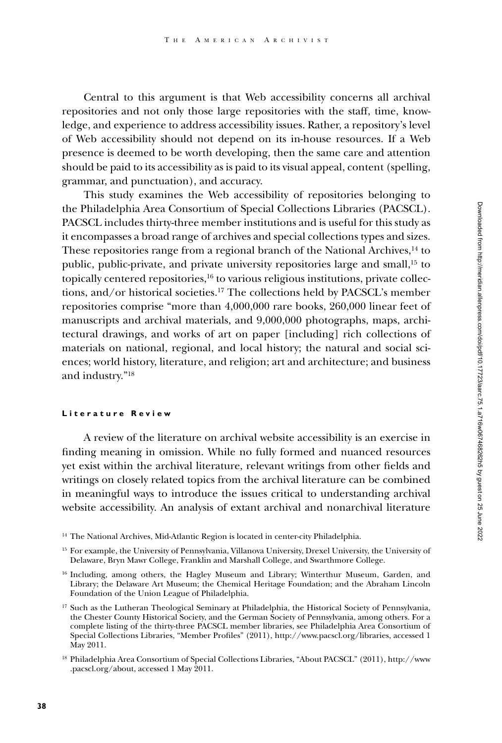Central to this argument is that Web accessibility concerns all archival repositories and not only those large repositories with the staff, time, knowledge, and experience to address accessibility issues. Rather, a repository's level of Web accessibility should not depend on its in-house resources. If a Web presence is deemed to be worth developing, then the same care and attention should be paid to its accessibility as is paid to its visual appeal, content (spelling, grammar, and punctuation), and accuracy.

This study examines the Web accessibility of repositories belonging to the Philadelphia Area Consortium of Special Collections Libraries (PACSCL). PACSCL includes thirty-three member institutions and is useful for this study as it encompasses a broad range of archives and special collections types and sizes. These repositories range from a regional branch of the National Archives,[14] to public, public-private, and private university repositories large and small,[15] to topically centered repositories,[16] to various religious institutions, private collections, and/or historical societies.[17] The collections held by PACSCL's member repositories comprise "more than 4,000,000 rare books, 260,000 linear feet of manuscripts and archival materials, and 9,000,000 photographs, maps, architectural drawings, and works of art on paper [including] rich collections of materials on national, regional, and local history; the natural and social sciences; world history, literature, and religion; art and architecture; and business and industry."[18]

#### Literature Review

A review of the literature on archival website accessibility is an exercise in finding meaning in omission. While no fully formed and nuanced resources yet exist within the archival literature, relevant writings from other fields and writings on closely related topics from the archival literature can be combined in meaningful ways to introduce the issues critical to understanding archival website accessibility. An analysis of extant archival and nonarchival literature

---

[14] The National Archives, Mid-Atlantic Region is located in center-city Philadelphia.

[15] For example, the University of Pennsylvania, Villanova University, Drexel University, the University of Delaware, Bryn Mawr College, Franklin and Marshall College, and Swarthmore College.

[16] Including, among others, the Hagley Museum and Library; Winterthur Museum, Garden, and Library; the Delaware Art Museum; the Chemical Heritage Foundation; and the Abraham Lincoln Foundation of the Union League of Philadelphia.

[17] Such as the Lutheran Theological Seminary at Philadelphia, the Historical Society of Pennsylvania, the Chester County Historical Society, and the German Society of Pennsylvania, among others. For a complete listing of the thirty-three PACSCL member libraries, see Philadelphia Area Consortium of Special Collections Libraries, "Member Profiles" (2011), http://www.pacscl.org/libraries, accessed 1 May 2011.

[18] Philadelphia Area Consortium of Special Collections Libraries, "About PACSCL" (2011), http://www.pacscl.org/about, accessed 1 May 2011.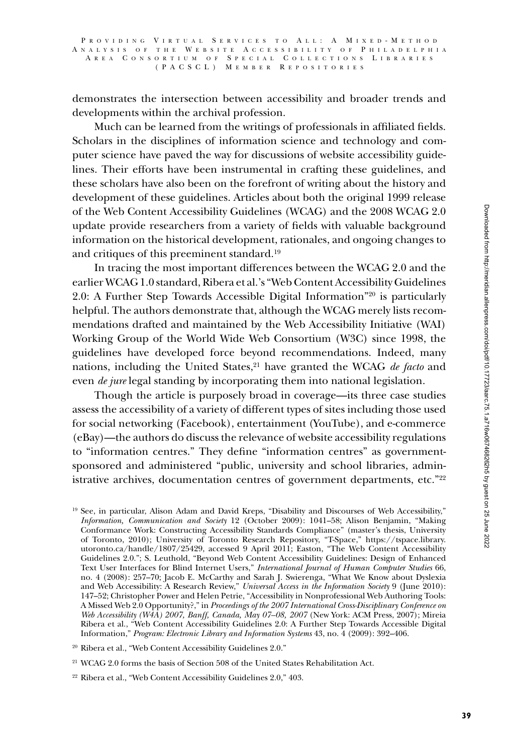demonstrates the intersection between accessibility and broader trends and developments within the archival profession.

Much can be learned from the writings of professionals in affiliated fields. Scholars in the disciplines of information science and technology and computer science have paved the way for discussions of website accessibility guidelines. Their efforts have been instrumental in crafting these guidelines, and these scholars have also been on the forefront of writing about the history and development of these guidelines. Articles about both the original 1999 release of the Web Content Accessibility Guidelines (WCAG) and the 2008 WCAG 2.0 update provide researchers from a variety of fields with valuable background information on the historical development, rationales, and ongoing changes to and critiques of this preeminent standard.[19]

In tracing the most important differences between the WCAG 2.0 and the earlier WCAG 1.0 standard, Ribera et al.'s "Web Content Accessibility Guidelines 2.0: A Further Step Towards Accessible Digital Information"[20] is particularly helpful. The authors demonstrate that, although the WCAG merely lists recommendations drafted and maintained by the Web Accessibility Initiative (WAI) Working Group of the World Wide Web Consortium (W3C) since 1998, the guidelines have developed force beyond recommendations. Indeed, many nations, including the United States,[21] have granted the WCAG *de facto* and even *de jure* legal standing by incorporating them into national legislation.

Though the article is purposely broad in coverage—its three case studies assess the accessibility of a variety of different types of sites including those used for social networking (Facebook), entertainment (YouTube), and e-commerce (eBay)—the authors do discuss the relevance of website accessibility regulations to "information centres." They define "information centres" as government-sponsored and administered "public, university and school libraries, administrative archives, documentation centres of government departments, etc."[22]

[19] See, in particular, Alison Adam and David Kreps, "Disability and Discourses of Web Accessibility," *Information, Communication and Society* 12 (October 2009): 1041–58; Alison Benjamin, "Making Conformance Work: Constructing Accessibility Standards Compliance" (master's thesis, University of Toronto, 2010); University of Toronto Research Repository, "T-Space," https://tspace.library.utoronto.ca/handle/1807/25429, accessed 9 April 2011; Easton, "The Web Content Accessibility Guidelines 2.0."; S. Leuthold, "Beyond Web Content Accessibility Guidelines: Design of Enhanced Text User Interfaces for Blind Internet Users," *International Journal of Human Computer Studies* 66, no. 4 (2008): 257–70; Jacob E. McCarthy and Sarah J. Swierenga, "What We Know about Dyslexia and Web Accessibility: A Research Review," *Universal Access in the Information Society* 9 (June 2010): 147–52; Christopher Power and Helen Petrie, "Accessibility in Nonprofessional Web Authoring Tools: A Missed Web 2.0 Opportunity?," in *Proceedings of the 2007 International Cross-Disciplinary Conference on Web Accessibility (W4A) 2007, Banff, Canada, May 07–08, 2007* (New York: ACM Press, 2007); Mireia Ribera et al., "Web Content Accessibility Guidelines 2.0: A Further Step Towards Accessible Digital Information," *Program: Electronic Library and Information Systems* 43, no. 4 (2009): 392–406.

[20] Ribera et al., "Web Content Accessibility Guidelines 2.0."

[21] WCAG 2.0 forms the basis of Section 508 of the United States Rehabilitation Act.

[22] Ribera et al., "Web Content Accessibility Guidelines 2.0," 403.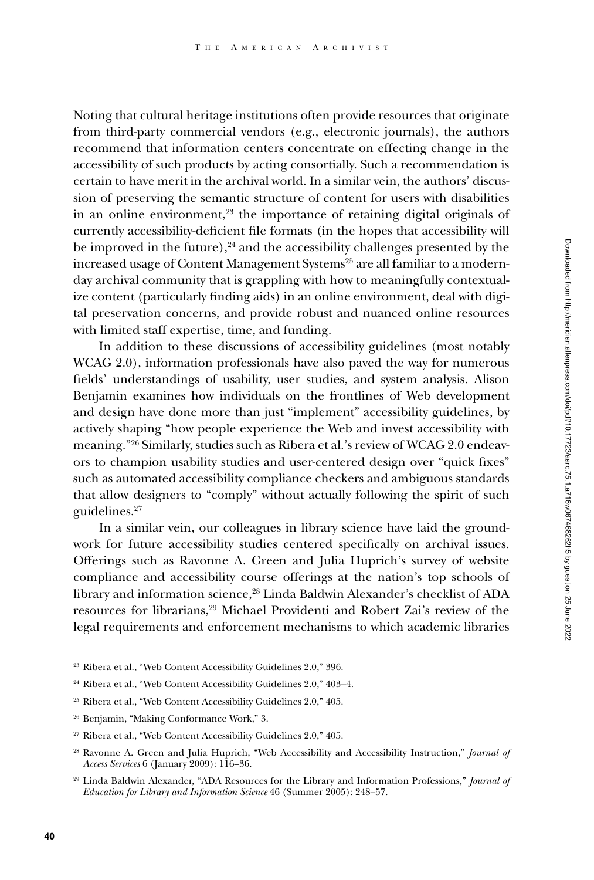Noting that cultural heritage institutions often provide resources that originate from third-party commercial vendors (e.g., electronic journals), the authors recommend that information centers concentrate on effecting change in the accessibility of such products by acting consortially. Such a recommendation is certain to have merit in the archival world. In a similar vein, the authors' discussion of preserving the semantic structure of content for users with disabilities in an online environment,[23] the importance of retaining digital originals of currently accessibility-deficient file formats (in the hopes that accessibility will be improved in the future),[24] and the accessibility challenges presented by the increased usage of Content Management Systems[25] are all familiar to a modern-day archival community that is grappling with how to meaningfully contextualize content (particularly finding aids) in an online environment, deal with digital preservation concerns, and provide robust and nuanced online resources with limited staff expertise, time, and funding.

In addition to these discussions of accessibility guidelines (most notably WCAG 2.0), information professionals have also paved the way for numerous fields' understandings of usability, user studies, and system analysis. Alison Benjamin examines how individuals on the frontlines of Web development and design have done more than just "implement" accessibility guidelines, by actively shaping "how people experience the Web and invest accessibility with meaning."[26] Similarly, studies such as Ribera et al.'s review of WCAG 2.0 endeavors to champion usability studies and user-centered design over "quick fixes" such as automated accessibility compliance checkers and ambiguous standards that allow designers to "comply" without actually following the spirit of such guidelines.[27]

In a similar vein, our colleagues in library science have laid the groundwork for future accessibility studies centered specifically on archival issues. Offerings such as Ravonne A. Green and Julia Huprich's survey of website compliance and accessibility course offerings at the nation's top schools of library and information science,[28] Linda Baldwin Alexander's checklist of ADA resources for librarians,[29] Michael Providenti and Robert Zai's review of the legal requirements and enforcement mechanisms to which academic libraries

---

[23] Ribera et al., "Web Content Accessibility Guidelines 2.0," 396.

[24] Ribera et al., "Web Content Accessibility Guidelines 2.0," 403–4.

[25] Ribera et al., "Web Content Accessibility Guidelines 2.0," 405.

[26] Benjamin, "Making Conformance Work," 3.

[27] Ribera et al., "Web Content Accessibility Guidelines 2.0," 405.

[28] Ravonne A. Green and Julia Huprich, "Web Accessibility and Accessibility Instruction," *Journal of Access Services* 6 (January 2009): 116–36.

[29] Linda Baldwin Alexander, "ADA Resources for the Library and Information Professions," *Journal of Education for Library and Information Science* 46 (Summer 2005): 248–57.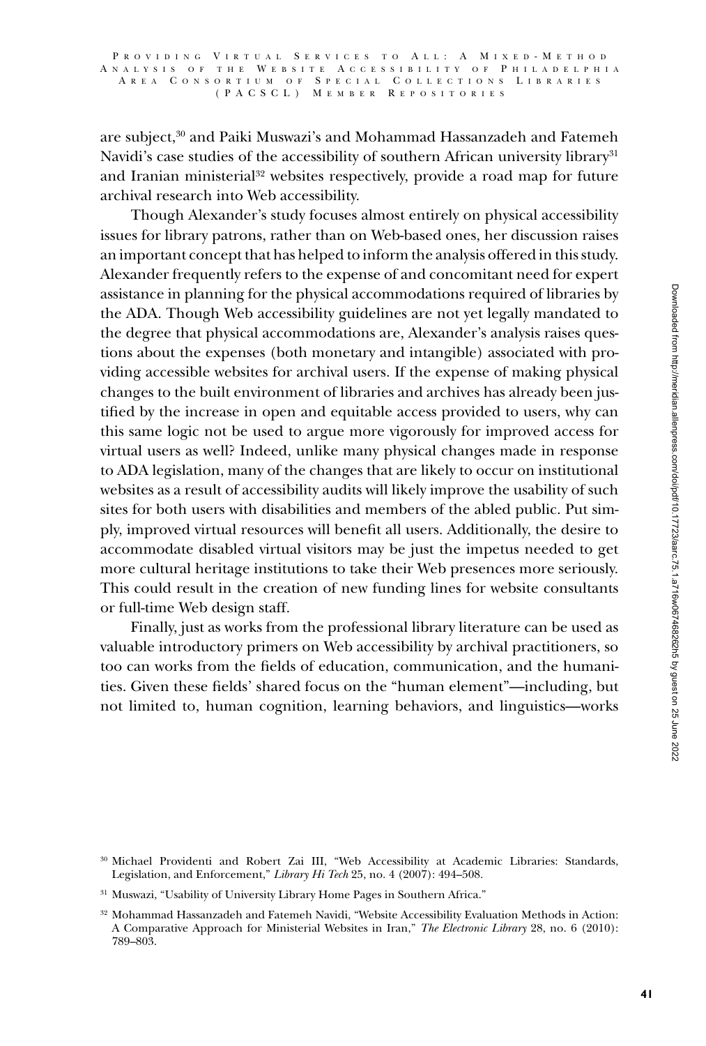are subject,[30] and Paiki Muswazi's and Mohammad Hassanzadeh and Fatemeh Navidi's case studies of the accessibility of southern African university library[31] and Iranian ministerial[32] websites respectively, provide a road map for future archival research into Web accessibility.

Though Alexander's study focuses almost entirely on physical accessibility issues for library patrons, rather than on Web-based ones, her discussion raises an important concept that has helped to inform the analysis offered in this study. Alexander frequently refers to the expense of and concomitant need for expert assistance in planning for the physical accommodations required of libraries by the ADA. Though Web accessibility guidelines are not yet legally mandated to the degree that physical accommodations are, Alexander's analysis raises questions about the expenses (both monetary and intangible) associated with providing accessible websites for archival users. If the expense of making physical changes to the built environment of libraries and archives has already been justified by the increase in open and equitable access provided to users, why can this same logic not be used to argue more vigorously for improved access for virtual users as well? Indeed, unlike many physical changes made in response to ADA legislation, many of the changes that are likely to occur on institutional websites as a result of accessibility audits will likely improve the usability of such sites for both users with disabilities and members of the abled public. Put simply, improved virtual resources will benefit all users. Additionally, the desire to accommodate disabled virtual visitors may be just the impetus needed to get more cultural heritage institutions to take their Web presences more seriously. This could result in the creation of new funding lines for website consultants or full-time Web design staff.

Finally, just as works from the professional library literature can be used as valuable introductory primers on Web accessibility by archival practitioners, so too can works from the fields of education, communication, and the humanities. Given these fields' shared focus on the "human element"—including, but not limited to, human cognition, learning behaviors, and linguistics—works

[30] Michael Providenti and Robert Zai III, "Web Accessibility at Academic Libraries: Standards, Legislation, and Enforcement," *Library Hi Tech* 25, no. 4 (2007): 494–508.

[31] Muswazi, "Usability of University Library Home Pages in Southern Africa."

[32] Mohammad Hassanzadeh and Fatemeh Navidi, "Website Accessibility Evaluation Methods in Action: A Comparative Approach for Ministerial Websites in Iran," *The Electronic Library* 28, no. 6 (2010): 789–803.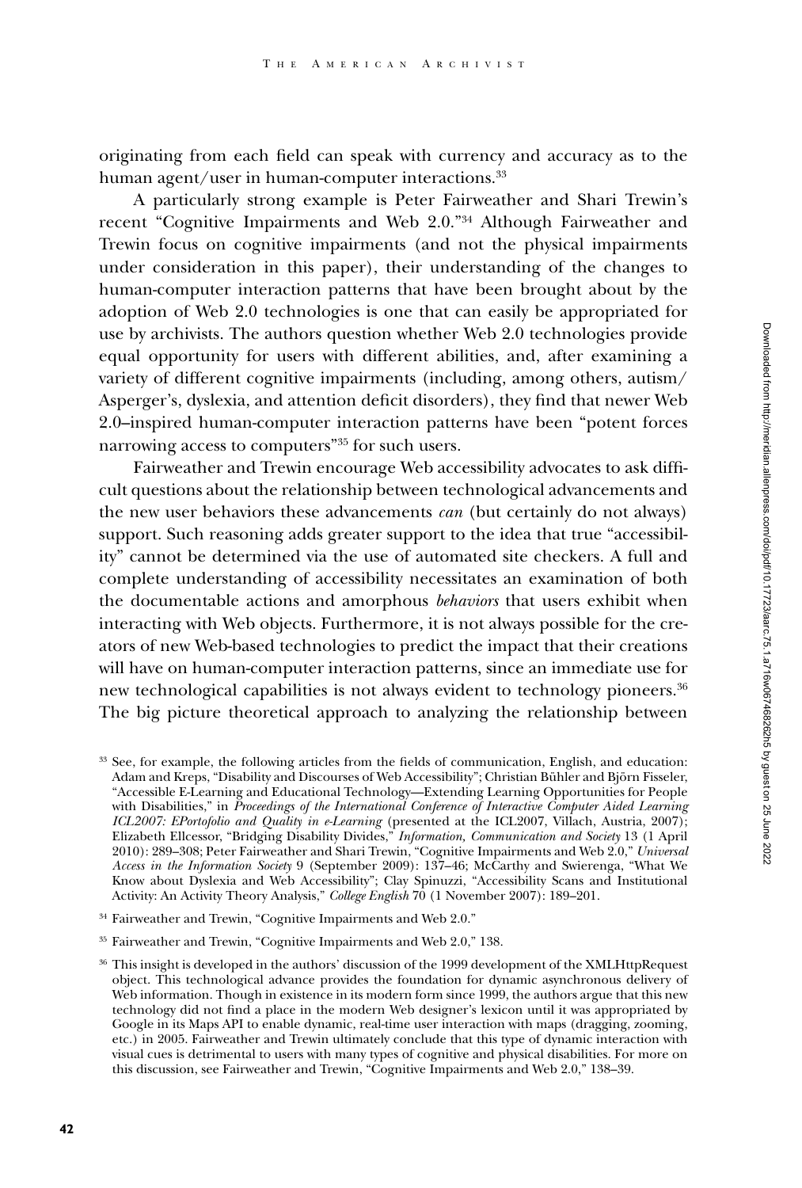originating from each field can speak with currency and accuracy as to the human agent/user in human-computer interactions.[33]

A particularly strong example is Peter Fairweather and Shari Trewin's recent "Cognitive Impairments and Web 2.0."[34] Although Fairweather and Trewin focus on cognitive impairments (and not the physical impairments under consideration in this paper), their understanding of the changes to human-computer interaction patterns that have been brought about by the adoption of Web 2.0 technologies is one that can easily be appropriated for use by archivists. The authors question whether Web 2.0 technologies provide equal opportunity for users with different abilities, and, after examining a variety of different cognitive impairments (including, among others, autism/Asperger's, dyslexia, and attention deficit disorders), they find that newer Web 2.0–inspired human-computer interaction patterns have been "potent forces narrowing access to computers"[35] for such users.

Fairweather and Trewin encourage Web accessibility advocates to ask difficult questions about the relationship between technological advancements and the new user behaviors these advancements *can* (but certainly do not always) support. Such reasoning adds greater support to the idea that true "accessibility" cannot be determined via the use of automated site checkers. A full and complete understanding of accessibility necessitates an examination of both the documentable actions and amorphous *behaviors* that users exhibit when interacting with Web objects. Furthermore, it is not always possible for the creators of new Web-based technologies to predict the impact that their creations will have on human-computer interaction patterns, since an immediate use for new technological capabilities is not always evident to technology pioneers.[36] The big picture theoretical approach to analyzing the relationship between

[33] See, for example, the following articles from the fields of communication, English, and education: Adam and Kreps, "Disability and Discourses of Web Accessibility"; Christian Bühler and Björn Fisseler, "Accessible E-Learning and Educational Technology—Extending Learning Opportunities for People with Disabilities," in *Proceedings of the International Conference of Interactive Computer Aided Learning ICL2007: EPortofolio and Quality in e-Learning* (presented at the ICL2007, Villach, Austria, 2007); Elizabeth Ellcessor, "Bridging Disability Divides," *Information, Communication and Society* 13 (1 April 2010): 289–308; Peter Fairweather and Shari Trewin, "Cognitive Impairments and Web 2.0," *Universal Access in the Information Society* 9 (September 2009): 137–46; McCarthy and Swierenga, "What We Know about Dyslexia and Web Accessibility"; Clay Spinuzzi, "Accessibility Scans and Institutional Activity: An Activity Theory Analysis," *College English* 70 (1 November 2007): 189–201.

[34] Fairweather and Trewin, "Cognitive Impairments and Web 2.0."

[35] Fairweather and Trewin, "Cognitive Impairments and Web 2.0," 138.

[36] This insight is developed in the authors' discussion of the 1999 development of the XMLHttpRequest object. This technological advance provides the foundation for dynamic asynchronous delivery of Web information. Though in existence in its modern form since 1999, the authors argue that this new technology did not find a place in the modern Web designer's lexicon until it was appropriated by Google in its Maps API to enable dynamic, real-time user interaction with maps (dragging, zooming, etc.) in 2005. Fairweather and Trewin ultimately conclude that this type of dynamic interaction with visual cues is detrimental to users with many types of cognitive and physical disabilities. For more on this discussion, see Fairweather and Trewin, "Cognitive Impairments and Web 2.0," 138–39.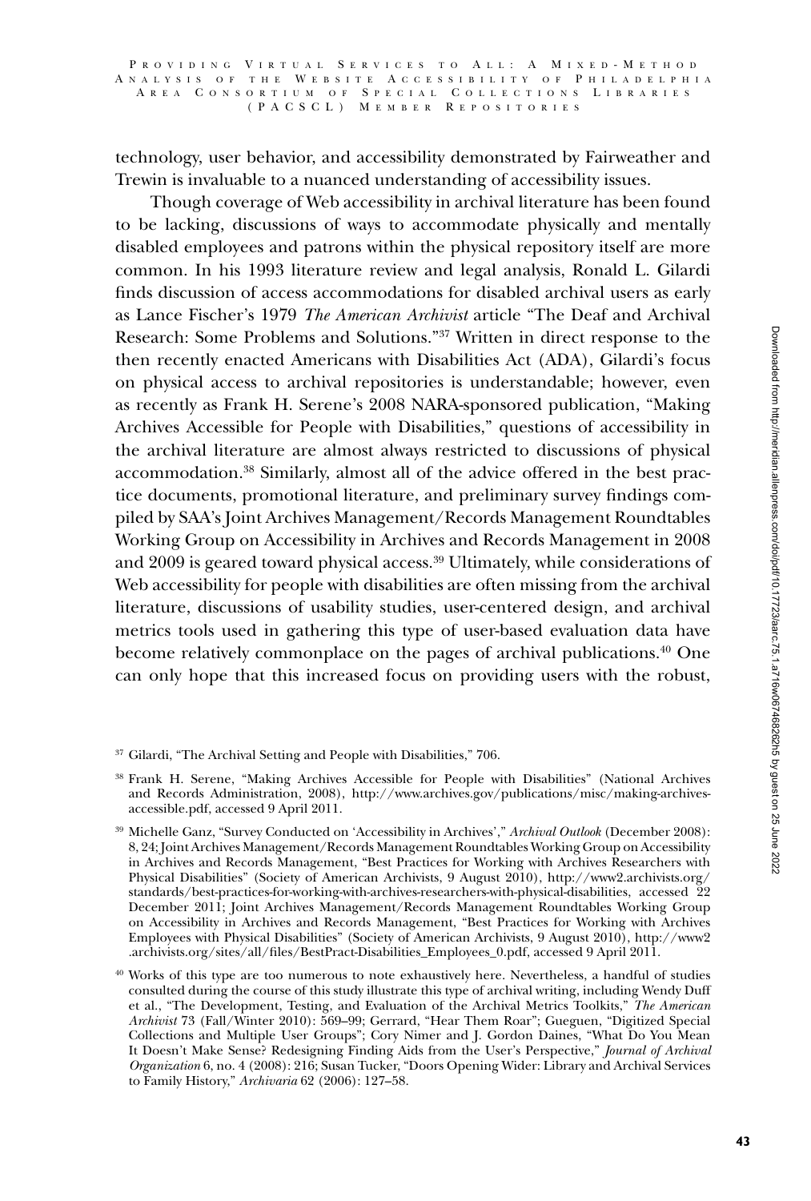technology, user behavior, and accessibility demonstrated by Fairweather and Trewin is invaluable to a nuanced understanding of accessibility issues.

Though coverage of Web accessibility in archival literature has been found to be lacking, discussions of ways to accommodate physically and mentally disabled employees and patrons within the physical repository itself are more common. In his 1993 literature review and legal analysis, Ronald L. Gilardi finds discussion of access accommodations for disabled archival users as early as Lance Fischer's 1979 *The American Archivist* article "The Deaf and Archival Research: Some Problems and Solutions."[37] Written in direct response to the then recently enacted Americans with Disabilities Act (ADA), Gilardi's focus on physical access to archival repositories is understandable; however, even as recently as Frank H. Serene's 2008 NARA-sponsored publication, "Making Archives Accessible for People with Disabilities," questions of accessibility in the archival literature are almost always restricted to discussions of physical accommodation.[38] Similarly, almost all of the advice offered in the best practice documents, promotional literature, and preliminary survey findings compiled by SAA's Joint Archives Management/Records Management Roundtables Working Group on Accessibility in Archives and Records Management in 2008 and 2009 is geared toward physical access.[39] Ultimately, while considerations of Web accessibility for people with disabilities are often missing from the archival literature, discussions of usability studies, user-centered design, and archival metrics tools used in gathering this type of user-based evaluation data have become relatively commonplace on the pages of archival publications.[40] One can only hope that this increased focus on providing users with the robust,

---

[37] Gilardi, "The Archival Setting and People with Disabilities," 706.

[38] Frank H. Serene, "Making Archives Accessible for People with Disabilities" (National Archives and Records Administration, 2008), http://www.archives.gov/publications/misc/making-archives-accessible.pdf, accessed 9 April 2011.

[39] Michelle Ganz, "Survey Conducted on 'Accessibility in Archives'," *Archival Outlook* (December 2008): 8, 24; Joint Archives Management/Records Management Roundtables Working Group on Accessibility in Archives and Records Management, "Best Practices for Working with Archives Researchers with Physical Disabilities" (Society of American Archivists, 9 August 2010), http://www2.archivists.org/standards/best-practices-for-working-with-archives-researchers-with-physical-disabilities, accessed 22 December 2011; Joint Archives Management/Records Management Roundtables Working Group on Accessibility in Archives and Records Management, "Best Practices for Working with Archives Employees with Physical Disabilities" (Society of American Archivists, 9 August 2010), http://www2.archivists.org/sites/all/files/BestPract-Disabilities_Employees_0.pdf, accessed 9 April 2011.

[40] Works of this type are too numerous to note exhaustively here. Nevertheless, a handful of studies consulted during the course of this study illustrate this type of archival writing, including Wendy Duff et al., "The Development, Testing, and Evaluation of the Archival Metrics Toolkits," *The American Archivist* 73 (Fall/Winter 2010): 569–99; Gerrard, "Hear Them Roar"; Gueguen, "Digitized Special Collections and Multiple User Groups"; Cory Nimer and J. Gordon Daines, "What Do You Mean It Doesn't Make Sense? Redesigning Finding Aids from the User's Perspective," *Journal of Archival Organization* 6, no. 4 (2008): 216; Susan Tucker, "Doors Opening Wider: Library and Archival Services to Family History," *Archivaria* 62 (2006): 127–58.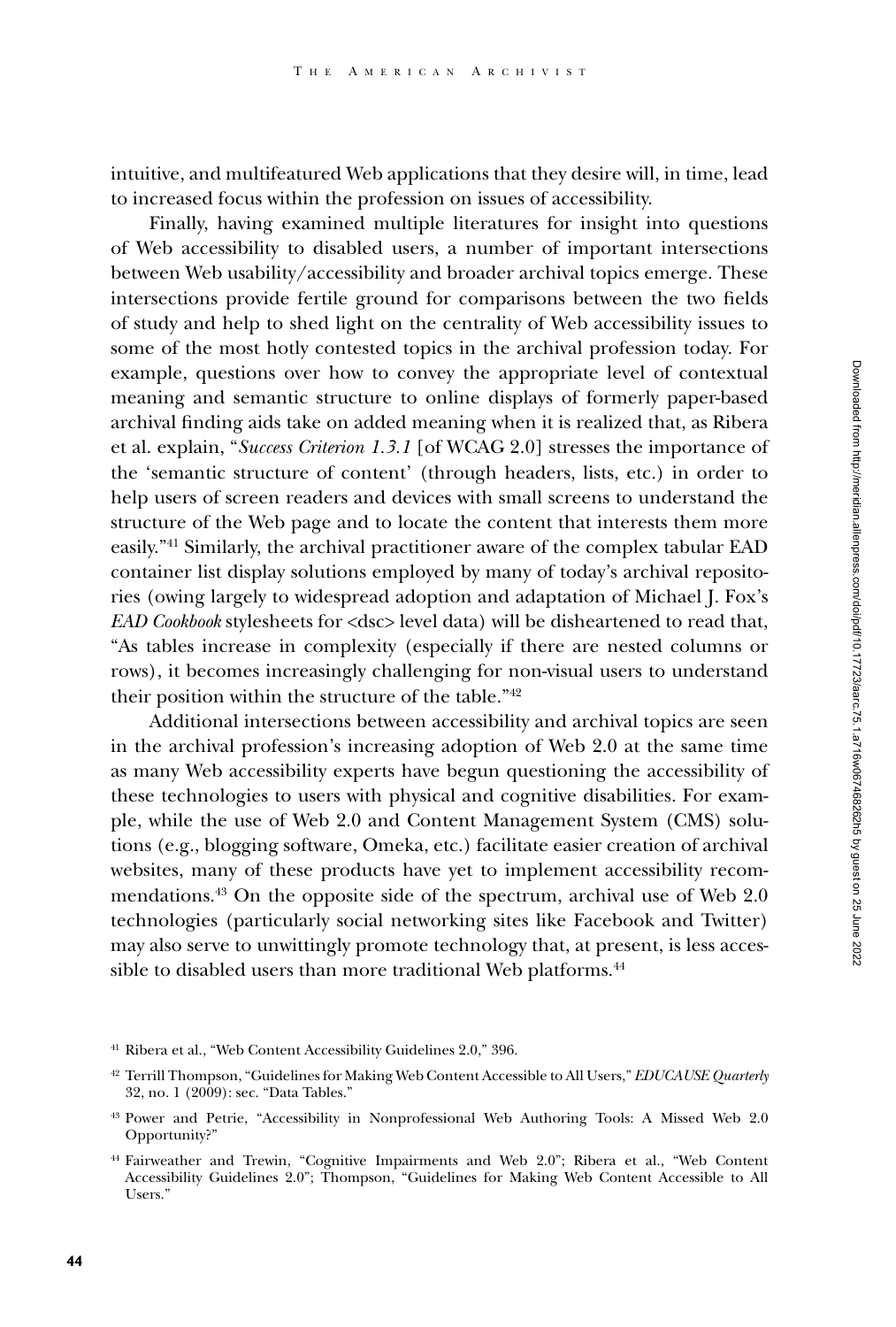intuitive, and multifeatured Web applications that they desire will, in time, lead to increased focus within the profession on issues of accessibility.

Finally, having examined multiple literatures for insight into questions of Web accessibility to disabled users, a number of important intersections between Web usability/accessibility and broader archival topics emerge. These intersections provide fertile ground for comparisons between the two fields of study and help to shed light on the centrality of Web accessibility issues to some of the most hotly contested topics in the archival profession today. For example, questions over how to convey the appropriate level of contextual meaning and semantic structure to online displays of formerly paper-based archival finding aids take on added meaning when it is realized that, as Ribera et al. explain, "*Success Criterion 1.3.1* [of WCAG 2.0] stresses the importance of the 'semantic structure of content' (through headers, lists, etc.) in order to help users of screen readers and devices with small screens to understand the structure of the Web page and to locate the content that interests them more easily."[41] Similarly, the archival practitioner aware of the complex tabular EAD container list display solutions employed by many of today's archival repositories (owing largely to widespread adoption and adaptation of Michael J. Fox's *EAD Cookbook* stylesheets for <dsc> level data) will be disheartened to read that, "As tables increase in complexity (especially if there are nested columns or rows), it becomes increasingly challenging for non-visual users to understand their position within the structure of the table."[42]

Additional intersections between accessibility and archival topics are seen in the archival profession's increasing adoption of Web 2.0 at the same time as many Web accessibility experts have begun questioning the accessibility of these technologies to users with physical and cognitive disabilities. For example, while the use of Web 2.0 and Content Management System (CMS) solutions (e.g., blogging software, Omeka, etc.) facilitate easier creation of archival websites, many of these products have yet to implement accessibility recommendations.[43] On the opposite side of the spectrum, archival use of Web 2.0 technologies (particularly social networking sites like Facebook and Twitter) may also serve to unwittingly promote technology that, at present, is less accessible to disabled users than more traditional Web platforms.[44]

[41] Ribera et al., "Web Content Accessibility Guidelines 2.0," 396.

[42] Terrill Thompson, "Guidelines for Making Web Content Accessible to All Users," *EDUCAUSE Quarterly* 32, no. 1 (2009): sec. "Data Tables."

[43] Power and Petrie, "Accessibility in Nonprofessional Web Authoring Tools: A Missed Web 2.0 Opportunity?"

[44] Fairweather and Trewin, "Cognitive Impairments and Web 2.0"; Ribera et al., "Web Content Accessibility Guidelines 2.0"; Thompson, "Guidelines for Making Web Content Accessible to All Users."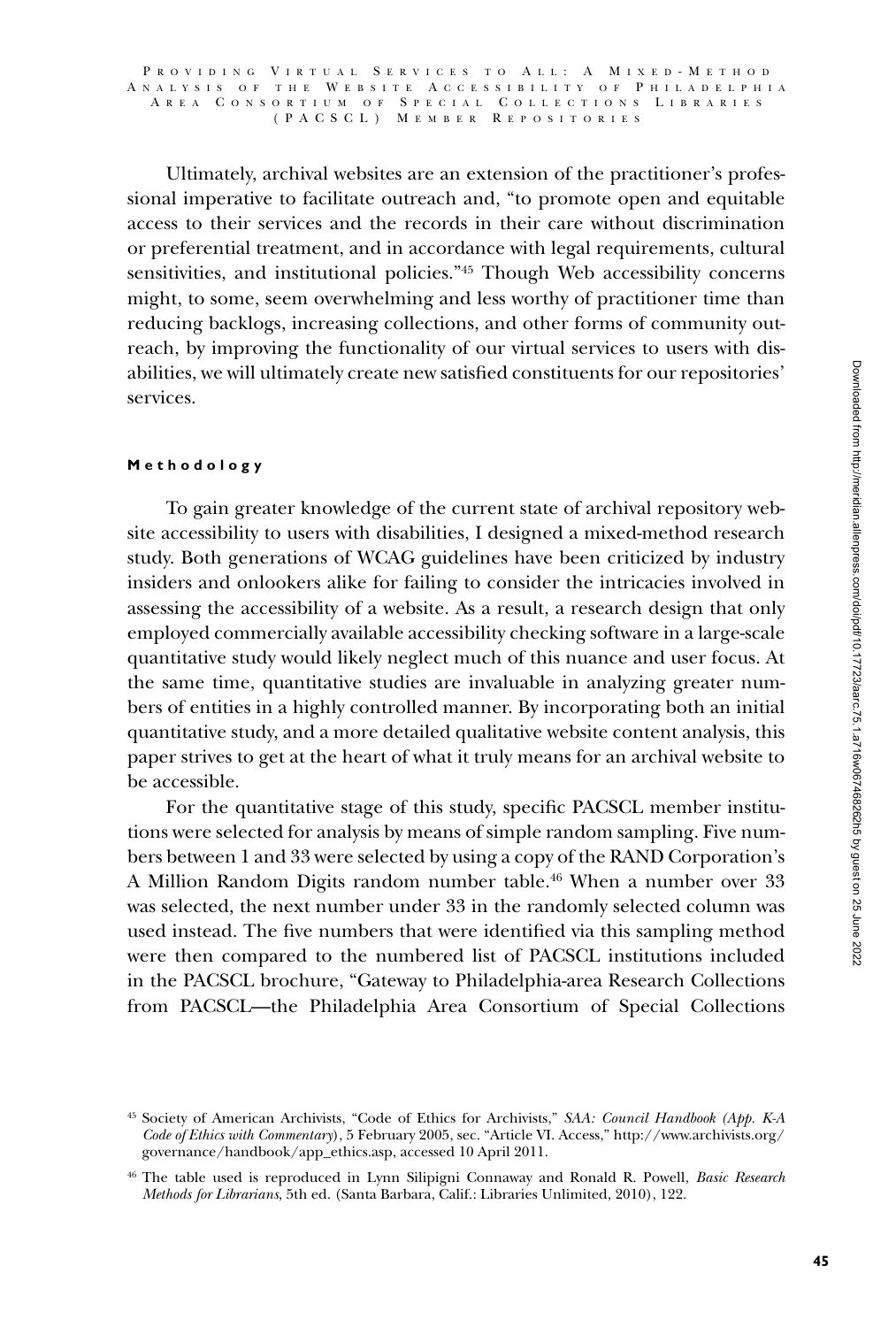Ultimately, archival websites are an extension of the practitioner's professional imperative to facilitate outreach and, "to promote open and equitable access to their services and the records in their care without discrimination or preferential treatment, and in accordance with legal requirements, cultural sensitivities, and institutional policies."[45] Though Web accessibility concerns might, to some, seem overwhelming and less worthy of practitioner time than reducing backlogs, increasing collections, and other forms of community outreach, by improving the functionality of our virtual services to users with disabilities, we will ultimately create new satisfied constituents for our repositories' services.

#### Methodology

To gain greater knowledge of the current state of archival repository website accessibility to users with disabilities, I designed a mixed-method research study. Both generations of WCAG guidelines have been criticized by industry insiders and onlookers alike for failing to consider the intricacies involved in assessing the accessibility of a website. As a result, a research design that only employed commercially available accessibility checking software in a large-scale quantitative study would likely neglect much of this nuance and user focus. At the same time, quantitative studies are invaluable in analyzing greater numbers of entities in a highly controlled manner. By incorporating both an initial quantitative study, and a more detailed qualitative website content analysis, this paper strives to get at the heart of what it truly means for an archival website to be accessible.

For the quantitative stage of this study, specific PACSCL member institutions were selected for analysis by means of simple random sampling. Five numbers between 1 and 33 were selected by using a copy of the RAND Corporation's A Million Random Digits random number table.[46] When a number over 33 was selected, the next number under 33 in the randomly selected column was used instead. The five numbers that were identified via this sampling method were then compared to the numbered list of PACSCL institutions included in the PACSCL brochure, "Gateway to Philadelphia-area Research Collections from PACSCL—the Philadelphia Area Consortium of Special Collections

[45] Society of American Archivists, "Code of Ethics for Archivists," *SAA: Council Handbook (App. K-A Code of Ethics with Commentary)*, 5 February 2005, sec. "Article VI. Access," http://www.archivists.org/governance/handbook/app_ethics.asp, accessed 10 April 2011.

[46] The table used is reproduced in Lynn Silipigni Connaway and Ronald R. Powell, *Basic Research Methods for Librarians*, 5th ed. (Santa Barbara, Calif.: Libraries Unlimited, 2010), 122.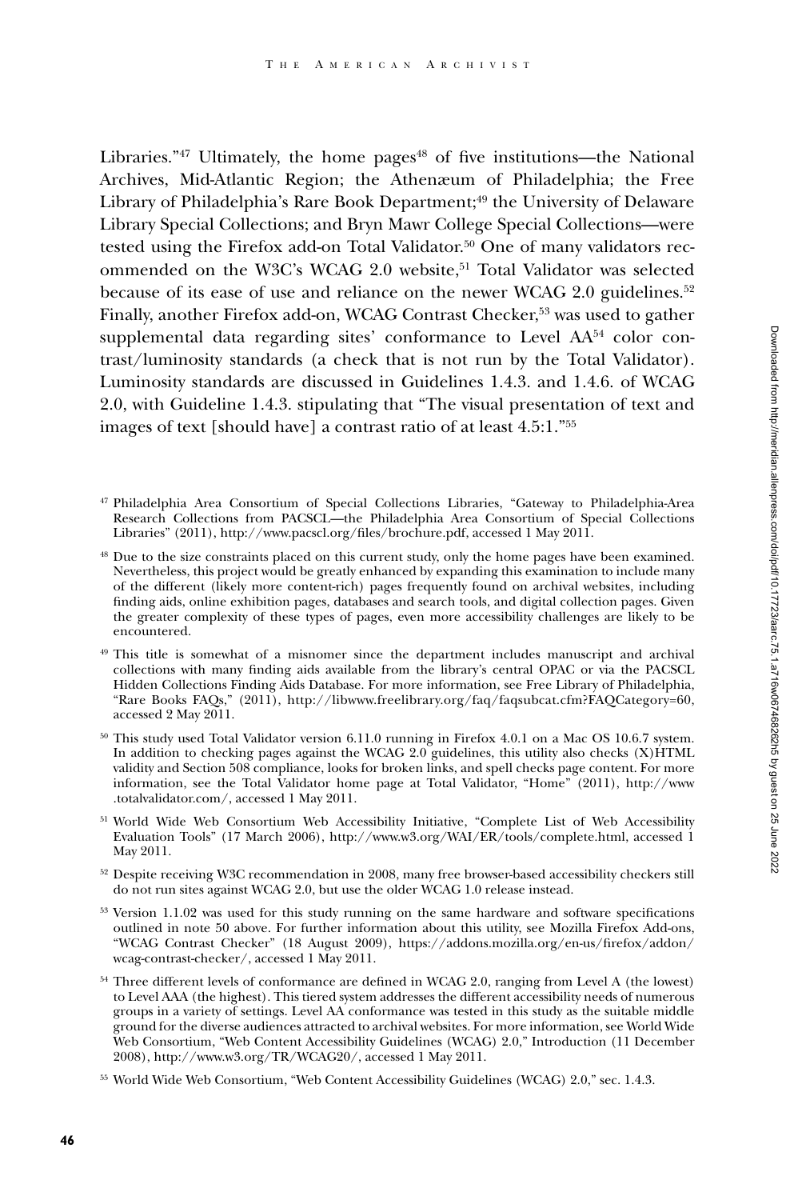Libraries."[47] Ultimately, the home pages[48] of five institutions—the National Archives, Mid-Atlantic Region; the Athenæum of Philadelphia; the Free Library of Philadelphia's Rare Book Department;[49] the University of Delaware Library Special Collections; and Bryn Mawr College Special Collections—were tested using the Firefox add-on Total Validator.[50] One of many validators recommended on the W3C's WCAG 2.0 website,[51] Total Validator was selected because of its ease of use and reliance on the newer WCAG 2.0 guidelines.[52] Finally, another Firefox add-on, WCAG Contrast Checker,[53] was used to gather supplemental data regarding sites' conformance to Level AA[54] color contrast/luminosity standards (a check that is not run by the Total Validator). Luminosity standards are discussed in Guidelines 1.4.3. and 1.4.6. of WCAG 2.0, with Guideline 1.4.3. stipulating that "The visual presentation of text and images of text [should have] a contrast ratio of at least 4.5:1."[55]

[47] Philadelphia Area Consortium of Special Collections Libraries, "Gateway to Philadelphia-Area Research Collections from PACSCL—the Philadelphia Area Consortium of Special Collections Libraries" (2011), http://www.pacscl.org/files/brochure.pdf, accessed 1 May 2011.

[48] Due to the size constraints placed on this current study, only the home pages have been examined. Nevertheless, this project would be greatly enhanced by expanding this examination to include many of the different (likely more content-rich) pages frequently found on archival websites, including finding aids, online exhibition pages, databases and search tools, and digital collection pages. Given the greater complexity of these types of pages, even more accessibility challenges are likely to be encountered.

[49] This title is somewhat of a misnomer since the department includes manuscript and archival collections with many finding aids available from the library's central OPAC or via the PACSCL Hidden Collections Finding Aids Database. For more information, see Free Library of Philadelphia, "Rare Books FAQs," (2011), http://libwww.freelibrary.org/faq/faqsubcat.cfm?FAQCategory=60, accessed 2 May 2011.

[50] This study used Total Validator version 6.11.0 running in Firefox 4.0.1 on a Mac OS 10.6.7 system. In addition to checking pages against the WCAG 2.0 guidelines, this utility also checks (X)HTML validity and Section 508 compliance, looks for broken links, and spell checks page content. For more information, see the Total Validator home page at Total Validator, "Home" (2011), http://www.totalvalidator.com/, accessed 1 May 2011.

[51] World Wide Web Consortium Web Accessibility Initiative, "Complete List of Web Accessibility Evaluation Tools" (17 March 2006), http://www.w3.org/WAI/ER/tools/complete.html, accessed 1 May 2011.

[52] Despite receiving W3C recommendation in 2008, many free browser-based accessibility checkers still do not run sites against WCAG 2.0, but use the older WCAG 1.0 release instead.

[53] Version 1.1.02 was used for this study running on the same hardware and software specifications outlined in note 50 above. For further information about this utility, see Mozilla Firefox Add-ons, "WCAG Contrast Checker" (18 August 2009), https://addons.mozilla.org/en-us/firefox/addon/wcag-contrast-checker/, accessed 1 May 2011.

[54] Three different levels of conformance are defined in WCAG 2.0, ranging from Level A (the lowest) to Level AAA (the highest). This tiered system addresses the different accessibility needs of numerous groups in a variety of settings. Level AA conformance was tested in this study as the suitable middle ground for the diverse audiences attracted to archival websites. For more information, see World Wide Web Consortium, "Web Content Accessibility Guidelines (WCAG) 2.0," Introduction (11 December 2008), http://www.w3.org/TR/WCAG20/, accessed 1 May 2011.

[55] World Wide Web Consortium, "Web Content Accessibility Guidelines (WCAG) 2.0," sec. 1.4.3.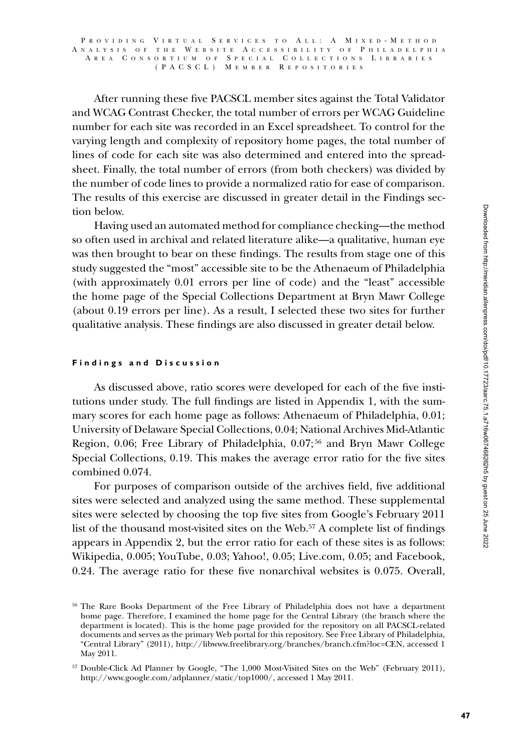After running these five PACSCL member sites against the Total Validator and WCAG Contrast Checker, the total number of errors per WCAG Guideline number for each site was recorded in an Excel spreadsheet. To control for the varying length and complexity of repository home pages, the total number of lines of code for each site was also determined and entered into the spreadsheet. Finally, the total number of errors (from both checkers) was divided by the number of code lines to provide a normalized ratio for ease of comparison. The results of this exercise are discussed in greater detail in the Findings section below.

Having used an automated method for compliance checking—the method so often used in archival and related literature alike—a qualitative, human eye was then brought to bear on these findings. The results from stage one of this study suggested the "most" accessible site to be the Athenaeum of Philadelphia (with approximately 0.01 errors per line of code) and the "least" accessible the home page of the Special Collections Department at Bryn Mawr College (about 0.19 errors per line). As a result, I selected these two sites for further qualitative analysis. These findings are also discussed in greater detail below.

#### Findings and Discussion

As discussed above, ratio scores were developed for each of the five institutions under study. The full findings are listed in Appendix 1, with the summary scores for each home page as follows: Athenaeum of Philadelphia, 0.01; University of Delaware Special Collections, 0.04; National Archives Mid-Atlantic Region, 0.06; Free Library of Philadelphia, 0.07;[56] and Bryn Mawr College Special Collections, 0.19. This makes the average error ratio for the five sites combined 0.074.

For purposes of comparison outside of the archives field, five additional sites were selected and analyzed using the same method. These supplemental sites were selected by choosing the top five sites from Google's February 2011 list of the thousand most-visited sites on the Web.[57] A complete list of findings appears in Appendix 2, but the error ratio for each of these sites is as follows: Wikipedia, 0.005; YouTube, 0.03; Yahoo!, 0.05; Live.com, 0.05; and Facebook, 0.24. The average ratio for these five nonarchival websites is 0.075. Overall,

[56] The Rare Books Department of the Free Library of Philadelphia does not have a department home page. Therefore, I examined the home page for the Central Library (the branch where the department is located). This is the home page provided for the repository on all PACSCL-related documents and serves as the primary Web portal for this repository. See Free Library of Philadelphia, "Central Library" (2011), http://libwww.freelibrary.org/branches/branch.cfm?loc=CEN, accessed 1 May 2011.

[57] Double-Click Ad Planner by Google, "The 1,000 Most-Visited Sites on the Web" (February 2011), http://www.google.com/adplanner/static/top1000/, accessed 1 May 2011.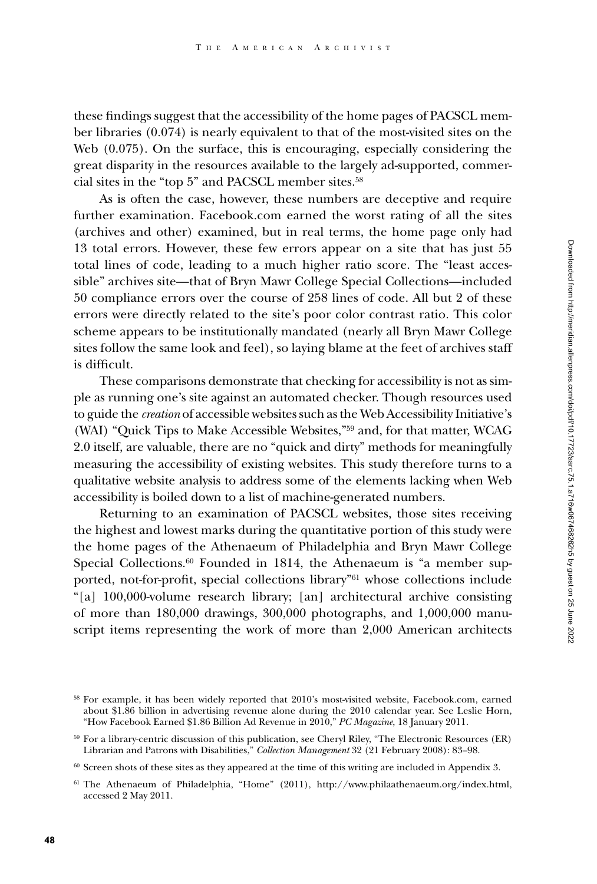these findings suggest that the accessibility of the home pages of PACSCL member libraries (0.074) is nearly equivalent to that of the most-visited sites on the Web (0.075). On the surface, this is encouraging, especially considering the great disparity in the resources available to the largely ad-supported, commercial sites in the "top 5" and PACSCL member sites.[58]

As is often the case, however, these numbers are deceptive and require further examination. Facebook.com earned the worst rating of all the sites (archives and other) examined, but in real terms, the home page only had 13 total errors. However, these few errors appear on a site that has just 55 total lines of code, leading to a much higher ratio score. The "least accessible" archives site—that of Bryn Mawr College Special Collections—included 50 compliance errors over the course of 258 lines of code. All but 2 of these errors were directly related to the site's poor color contrast ratio. This color scheme appears to be institutionally mandated (nearly all Bryn Mawr College sites follow the same look and feel), so laying blame at the feet of archives staff is difficult.

These comparisons demonstrate that checking for accessibility is not as simple as running one's site against an automated checker. Though resources used to guide the *creation* of accessible websites such as the Web Accessibility Initiative's (WAI) "Quick Tips to Make Accessible Websites,"[59] and, for that matter, WCAG 2.0 itself, are valuable, there are no "quick and dirty" methods for meaningfully measuring the accessibility of existing websites. This study therefore turns to a qualitative website analysis to address some of the elements lacking when Web accessibility is boiled down to a list of machine-generated numbers.

Returning to an examination of PACSCL websites, those sites receiving the highest and lowest marks during the quantitative portion of this study were the home pages of the Athenaeum of Philadelphia and Bryn Mawr College Special Collections.[60] Founded in 1814, the Athenaeum is "a member supported, not-for-profit, special collections library"[61] whose collections include "[a] 100,000-volume research library; [an] architectural archive consisting of more than 180,000 drawings, 300,000 photographs, and 1,000,000 manuscript items representing the work of more than 2,000 American architects

---

[58] For example, it has been widely reported that 2010's most-visited website, Facebook.com, earned about $1.86 billion in advertising revenue alone during the 2010 calendar year. See Leslie Horn, "How Facebook Earned $1.86 Billion Ad Revenue in 2010," *PC Magazine*, 18 January 2011.

[59] For a library-centric discussion of this publication, see Cheryl Riley, "The Electronic Resources (ER) Librarian and Patrons with Disabilities," *Collection Management* 32 (21 February 2008): 83–98.

[60] Screen shots of these sites as they appeared at the time of this writing are included in Appendix 3.

[61] The Athenaeum of Philadelphia, "Home" (2011), http://www.philaathenaeum.org/index.html, accessed 2 May 2011.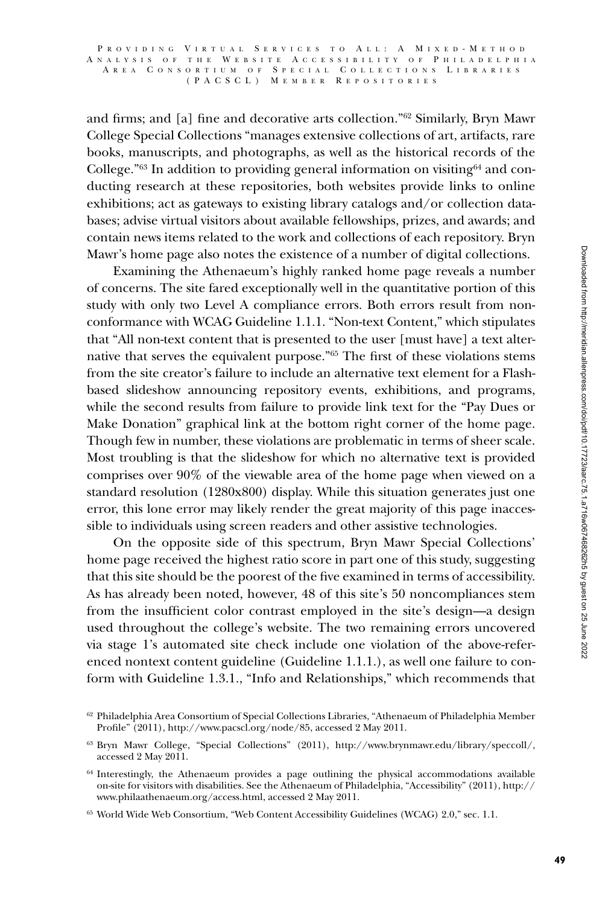and firms; and [a] fine and decorative arts collection."[62] Similarly, Bryn Mawr College Special Collections "manages extensive collections of art, artifacts, rare books, manuscripts, and photographs, as well as the historical records of the College."[63] In addition to providing general information on visiting[64] and conducting research at these repositories, both websites provide links to online exhibitions; act as gateways to existing library catalogs and/or collection databases; advise virtual visitors about available fellowships, prizes, and awards; and contain news items related to the work and collections of each repository. Bryn Mawr's home page also notes the existence of a number of digital collections.

Examining the Athenaeum's highly ranked home page reveals a number of concerns. The site fared exceptionally well in the quantitative portion of this study with only two Level A compliance errors. Both errors result from nonconformance with WCAG Guideline 1.1.1. "Non-text Content," which stipulates that "All non-text content that is presented to the user [must have] a text alternative that serves the equivalent purpose."[65] The first of these violations stems from the site creator's failure to include an alternative text element for a Flash-based slideshow announcing repository events, exhibitions, and programs, while the second results from failure to provide link text for the "Pay Dues or Make Donation" graphical link at the bottom right corner of the home page. Though few in number, these violations are problematic in terms of sheer scale. Most troubling is that the slideshow for which no alternative text is provided comprises over 90% of the viewable area of the home page when viewed on a standard resolution (1280x800) display. While this situation generates just one error, this lone error may likely render the great majority of this page inaccessible to individuals using screen readers and other assistive technologies.

On the opposite side of this spectrum, Bryn Mawr Special Collections' home page received the highest ratio score in part one of this study, suggesting that this site should be the poorest of the five examined in terms of accessibility. As has already been noted, however, 48 of this site's 50 noncompliances stem from the insufficient color contrast employed in the site's design—a design used throughout the college's website. The two remaining errors uncovered via stage 1's automated site check include one violation of the above-referenced nontext content guideline (Guideline 1.1.1.), as well one failure to conform with Guideline 1.3.1., "Info and Relationships," which recommends that

---

[62] Philadelphia Area Consortium of Special Collections Libraries, "Athenaeum of Philadelphia Member Profile" (2011), http://www.pacscl.org/node/85, accessed 2 May 2011.

[63] Bryn Mawr College, "Special Collections" (2011), http://www.brynmawr.edu/library/speccoll/, accessed 2 May 2011.

[64] Interestingly, the Athenaeum provides a page outlining the physical accommodations available on-site for visitors with disabilities. See the Athenaeum of Philadelphia, "Accessibility" (2011), http://www.philaathenaeum.org/access.html, accessed 2 May 2011.

[65] World Wide Web Consortium, "Web Content Accessibility Guidelines (WCAG) 2.0," sec. 1.1.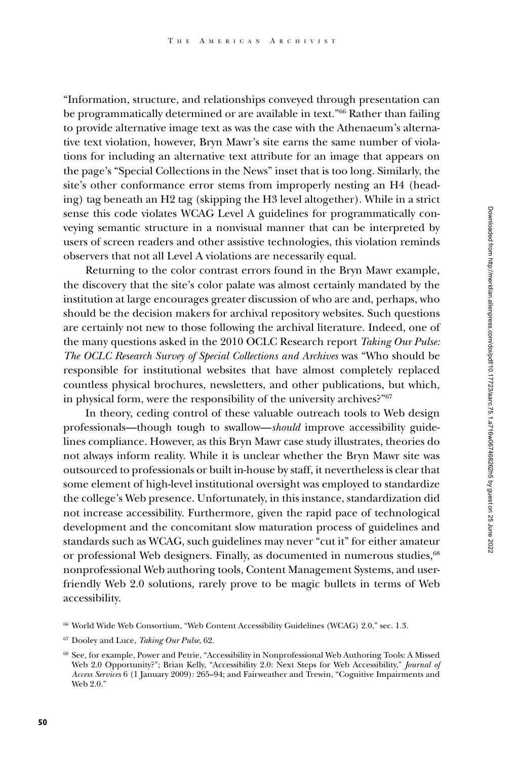"Information, structure, and relationships conveyed through presentation can be programmatically determined or are available in text."[66] Rather than failing to provide alternative image text as was the case with the Athenaeum's alternative text violation, however, Bryn Mawr's site earns the same number of violations for including an alternative text attribute for an image that appears on the page's "Special Collections in the News" inset that is too long. Similarly, the site's other conformance error stems from improperly nesting an H4 (heading) tag beneath an H2 tag (skipping the H3 level altogether). While in a strict sense this code violates WCAG Level A guidelines for programmatically conveying semantic structure in a nonvisual manner that can be interpreted by users of screen readers and other assistive technologies, this violation reminds observers that not all Level A violations are necessarily equal.

Returning to the color contrast errors found in the Bryn Mawr example, the discovery that the site's color palate was almost certainly mandated by the institution at large encourages greater discussion of who are and, perhaps, who should be the decision makers for archival repository websites. Such questions are certainly not new to those following the archival literature. Indeed, one of the many questions asked in the 2010 OCLC Research report *Taking Our Pulse: The OCLC Research Survey of Special Collections and Archives* was "Who should be responsible for institutional websites that have almost completely replaced countless physical brochures, newsletters, and other publications, but which, in physical form, were the responsibility of the university archives?"[67]

In theory, ceding control of these valuable outreach tools to Web design professionals—though tough to swallow—*should* improve accessibility guidelines compliance. However, as this Bryn Mawr case study illustrates, theories do not always inform reality. While it is unclear whether the Bryn Mawr site was outsourced to professionals or built in-house by staff, it nevertheless is clear that some element of high-level institutional oversight was employed to standardize the college's Web presence. Unfortunately, in this instance, standardization did not increase accessibility. Furthermore, given the rapid pace of technological development and the concomitant slow maturation process of guidelines and standards such as WCAG, such guidelines may never "cut it" for either amateur or professional Web designers. Finally, as documented in numerous studies,[68] nonprofessional Web authoring tools, Content Management Systems, and user-friendly Web 2.0 solutions, rarely prove to be magic bullets in terms of Web accessibility.

[66] World Wide Web Consortium, "Web Content Accessibility Guidelines (WCAG) 2.0," sec. 1.3.

[67] Dooley and Luce, *Taking Our Pulse*, 62.

[68] See, for example, Power and Petrie, "Accessibility in Nonprofessional Web Authoring Tools: A Missed Web 2.0 Opportunity?"; Brian Kelly, "Accessibility 2.0: Next Steps for Web Accessibility," *Journal of Access Services* 6 (1 January 2009): 265–94; and Fairweather and Trewin, "Cognitive Impairments and Web 2.0."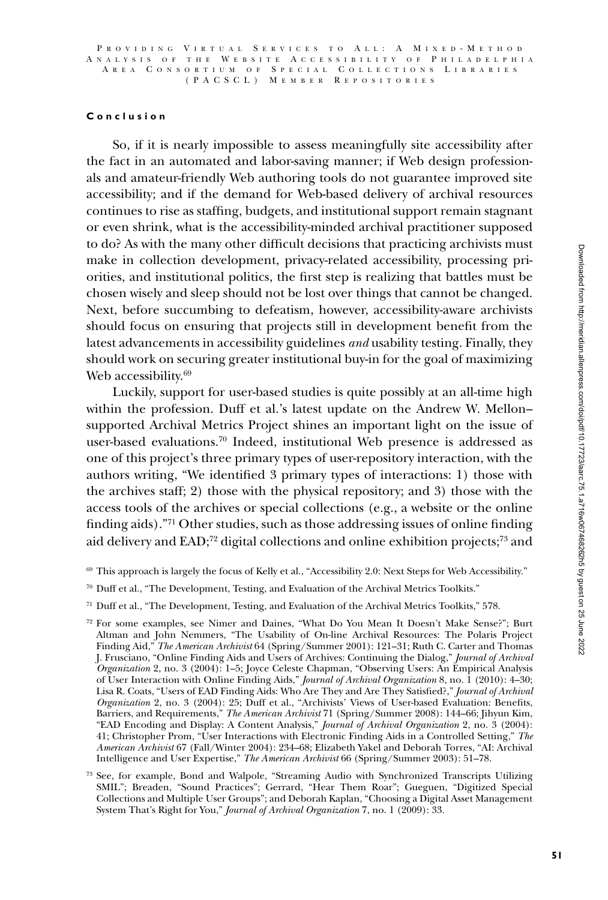## Conclusion

So, if it is nearly impossible to assess meaningfully site accessibility after the fact in an automated and labor-saving manner; if Web design professionals and amateur-friendly Web authoring tools do not guarantee improved site accessibility; and if the demand for Web-based delivery of archival resources continues to rise as staffing, budgets, and institutional support remain stagnant or even shrink, what is the accessibility-minded archival practitioner supposed to do? As with the many other difficult decisions that practicing archivists must make in collection development, privacy-related accessibility, processing priorities, and institutional politics, the first step is realizing that battles must be chosen wisely and sleep should not be lost over things that cannot be changed. Next, before succumbing to defeatism, however, accessibility-aware archivists should focus on ensuring that projects still in development benefit from the latest advancements in accessibility guidelines *and* usability testing. Finally, they should work on securing greater institutional buy-in for the goal of maximizing Web accessibility.[69]

Luckily, support for user-based studies is quite possibly at an all-time high within the profession. Duff et al.'s latest update on the Andrew W. Mellon–supported Archival Metrics Project shines an important light on the issue of user-based evaluations.[70] Indeed, institutional Web presence is addressed as one of this project's three primary types of user-repository interaction, with the authors writing, "We identified 3 primary types of interactions: 1) those with the archives staff; 2) those with the physical repository; and 3) those with the access tools of the archives or special collections (e.g., a website or the online finding aids)."[71] Other studies, such as those addressing issues of online finding aid delivery and EAD;[72] digital collections and online exhibition projects;[73] and

[69] This approach is largely the focus of Kelly et al., "Accessibility 2.0: Next Steps for Web Accessibility."

[70] Duff et al., "The Development, Testing, and Evaluation of the Archival Metrics Toolkits."

[71] Duff et al., "The Development, Testing, and Evaluation of the Archival Metrics Toolkits," 578.

[72] For some examples, see Nimer and Daines, "What Do You Mean It Doesn't Make Sense?"; Burt Altman and John Nemmers, "The Usability of On-line Archival Resources: The Polaris Project Finding Aid," *The American Archivist* 64 (Spring/Summer 2001): 121–31; Ruth C. Carter and Thomas J. Frusciano, "Online Finding Aids and Users of Archives: Continuing the Dialog," *Journal of Archival Organization* 2, no. 3 (2004): 1–5; Joyce Celeste Chapman, "Observing Users: An Empirical Analysis of User Interaction with Online Finding Aids," *Journal of Archival Organization* 8, no. 1 (2010): 4–30; Lisa R. Coats, "Users of EAD Finding Aids: Who Are They and Are They Satisfied?," *Journal of Archival Organization* 2, no. 3 (2004): 25; Duff et al., "Archivists' Views of User-based Evaluation: Benefits, Barriers, and Requirements," *The American Archivist* 71 (Spring/Summer 2008): 144–66; Jihyun Kim, "EAD Encoding and Display: A Content Analysis," *Journal of Archival Organization* 2, no. 3 (2004): 41; Christopher Prom, "User Interactions with Electronic Finding Aids in a Controlled Setting," *The American Archivist* 67 (Fall/Winter 2004): 234–68; Elizabeth Yakel and Deborah Torres, "AI: Archival Intelligence and User Expertise," *The American Archivist* 66 (Spring/Summer 2003): 51–78.

[73] See, for example, Bond and Walpole, "Streaming Audio with Synchronized Transcripts Utilizing SMIL"; Breaden, "Sound Practices"; Gerrard, "Hear Them Roar"; Gueguen, "Digitized Special Collections and Multiple User Groups"; and Deborah Kaplan, "Choosing a Digital Asset Management System That's Right for You," *Journal of Archival Organization* 7, no. 1 (2009): 33.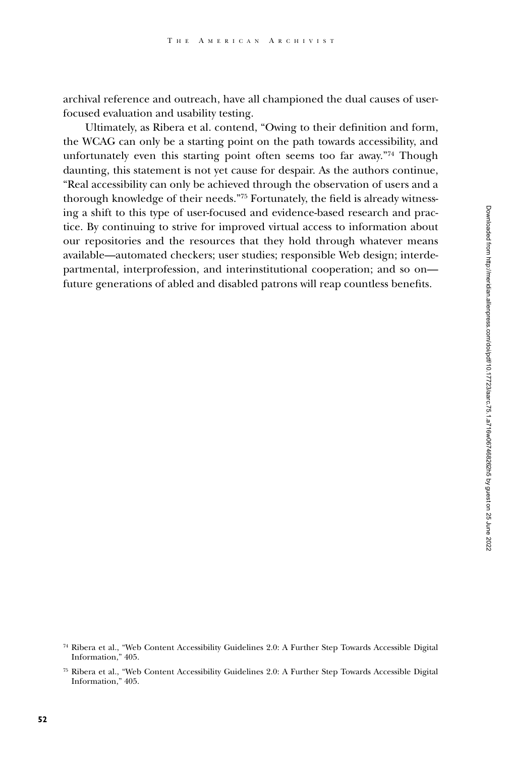archival reference and outreach, have all championed the dual causes of user-focused evaluation and usability testing.

Ultimately, as Ribera et al. contend, "Owing to their definition and form, the WCAG can only be a starting point on the path towards accessibility, and unfortunately even this starting point often seems too far away."[74] Though daunting, this statement is not yet cause for despair. As the authors continue, "Real accessibility can only be achieved through the observation of users and a thorough knowledge of their needs."[75] Fortunately, the field is already witnessing a shift to this type of user-focused and evidence-based research and practice. By continuing to strive for improved virtual access to information about our repositories and the resources that they hold through whatever means available—automated checkers; user studies; responsible Web design; interdepartmental, interprofession, and interinstitutional cooperation; and so on—future generations of abled and disabled patrons will reap countless benefits.

[74] Ribera et al., "Web Content Accessibility Guidelines 2.0: A Further Step Towards Accessible Digital Information," 405.

[75] Ribera et al., "Web Content Accessibility Guidelines 2.0: A Further Step Towards Accessible Digital Information," 405.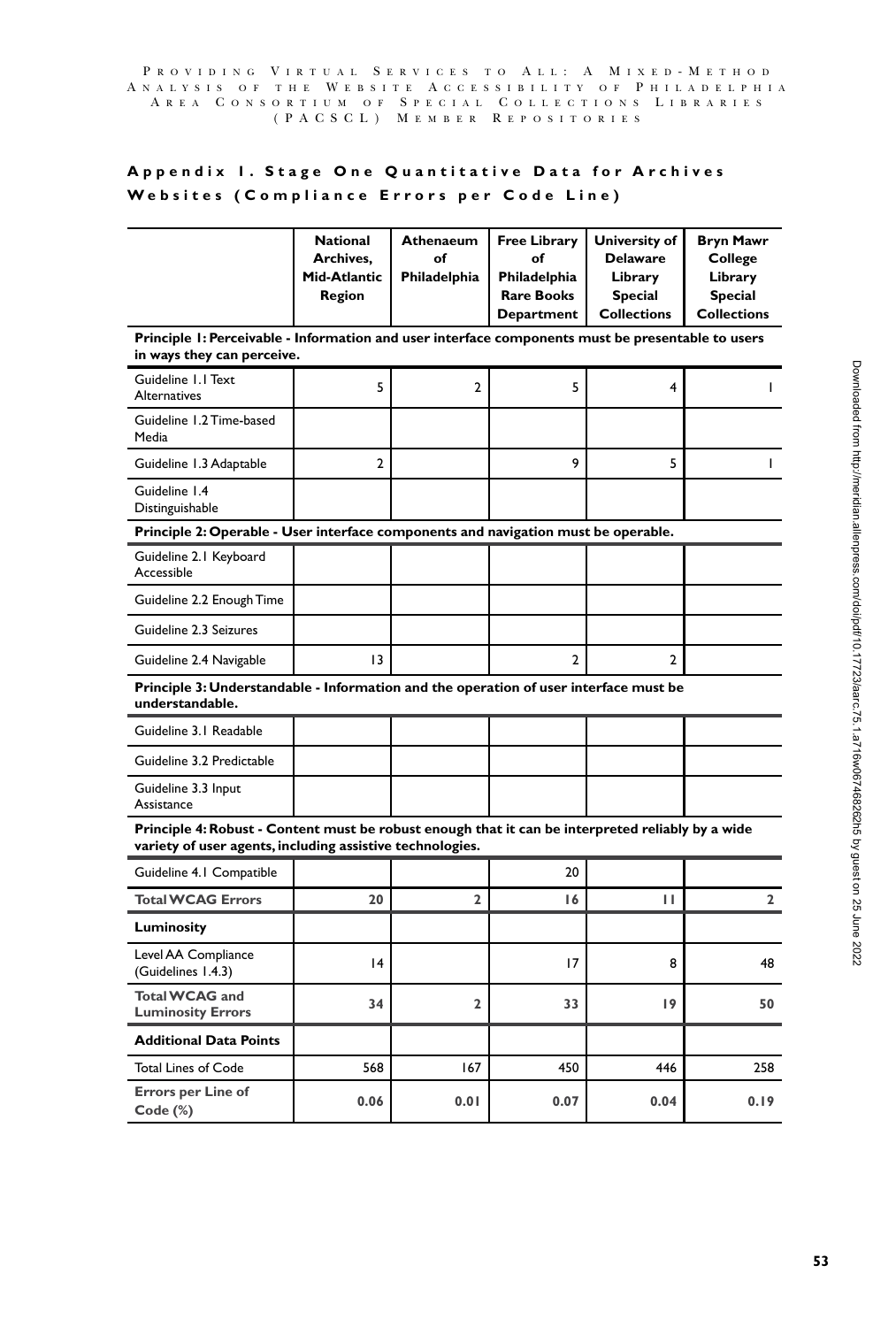## Appendix 1. Stage One Quantitative Data for Archives Websites (Compliance Errors per Code Line)

| | National Archives, Mid-Atlantic Region | Athenaeum of Philadelphia | Free Library of Philadelphia Rare Books Department | University of Delaware Library Special Collections | Bryn Mawr College Library Special Collections |
|---|---|---|---|---|---|
| **Principle 1: Perceivable - Information and user interface components must be presentable to users in ways they can perceive.** | | | | | |
| Guideline 1.1 Text Alternatives | 5 | 2 | 5 | 4 | 1 |
| Guideline 1.2 Time-based Media | | | | | |
| Guideline 1.3 Adaptable | 2 | | 9 | 5 | 1 |
| Guideline 1.4 Distinguishable | | | | | |
| **Principle 2: Operable - User interface components and navigation must be operable.** | | | | | |
| Guideline 2.1 Keyboard Accessible | | | | | |
| Guideline 2.2 Enough Time | | | | | |
| Guideline 2.3 Seizures | | | | | |
| Guideline 2.4 Navigable | 13 | | 2 | 2 | |
| **Principle 3: Understandable - Information and the operation of user interface must be understandable.** | | | | | |
| Guideline 3.1 Readable | | | | | |
| Guideline 3.2 Predictable | | | | | |
| Guideline 3.3 Input Assistance | | | | | |
| **Principle 4: Robust - Content must be robust enough that it can be interpreted reliably by a wide variety of user agents, including assistive technologies.** | | | | | |
| Guideline 4.1 Compatible | | | 20 | | |
| **Total WCAG Errors** | **20** | **2** | **16** | **11** | **2** |
| **Luminosity** | | | | | |
| Level AA Compliance (Guidelines 1.4.3) | 14 | | 17 | 8 | 48 |
| **Total WCAG and Luminosity Errors** | **34** | **2** | **33** | **19** | **50** |
| **Additional Data Points** | | | | | |
| Total Lines of Code | 568 | 167 | 450 | 446 | 258 |
| **Errors per Line of Code (%)** | **0.06** | **0.01** | **0.07** | **0.04** | **0.19** |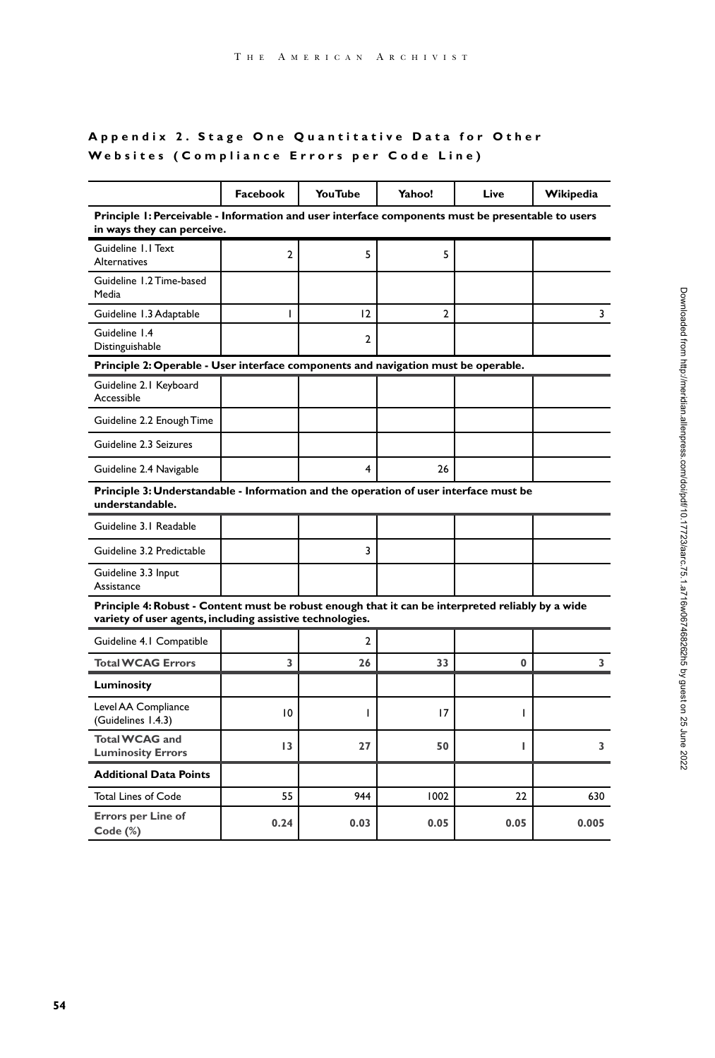## Appendix 2. Stage One Quantitative Data for Other Websites (Compliance Errors per Code Line)

| | Facebook | YouTube | Yahoo! | Live | Wikipedia |
|---|---|---|---|---|---|
| **Principle 1: Perceivable - Information and user interface components must be presentable to users in ways they can perceive.** | | | | | |
| Guideline 1.1 Text Alternatives | 2 | 5 | 5 | | |
| Guideline 1.2 Time-based Media | | | | | |
| Guideline 1.3 Adaptable | 1 | 12 | 2 | | 3 |
| Guideline 1.4 Distinguishable | | 2 | | | |
| **Principle 2: Operable - User interface components and navigation must be operable.** | | | | | |
| Guideline 2.1 Keyboard Accessible | | | | | |
| Guideline 2.2 Enough Time | | | | | |
| Guideline 2.3 Seizures | | | | | |
| Guideline 2.4 Navigable | | 4 | 26 | | |
| **Principle 3: Understandable - Information and the operation of user interface must be understandable.** | | | | | |
| Guideline 3.1 Readable | | | | | |
| Guideline 3.2 Predictable | | 3 | | | |
| Guideline 3.3 Input Assistance | | | | | |
| **Principle 4: Robust - Content must be robust enough that it can be interpreted reliably by a wide variety of user agents, including assistive technologies.** | | | | | |
| Guideline 4.1 Compatible | | 2 | | | |
| **Total WCAG Errors** | **3** | **26** | **33** | **0** | **3** |
| **Luminosity** | | | | | |
| Level AA Compliance (Guidelines 1.4.3) | 10 | 1 | 17 | 1 | |
| **Total WCAG and Luminosity Errors** | **13** | **27** | **50** | **1** | **3** |
| **Additional Data Points** | | | | | |
| Total Lines of Code | 55 | 944 | 1002 | 22 | 630 |
| **Errors per Line of Code (%)** | **0.24** | **0.03** | **0.05** | **0.05** | **0.005** |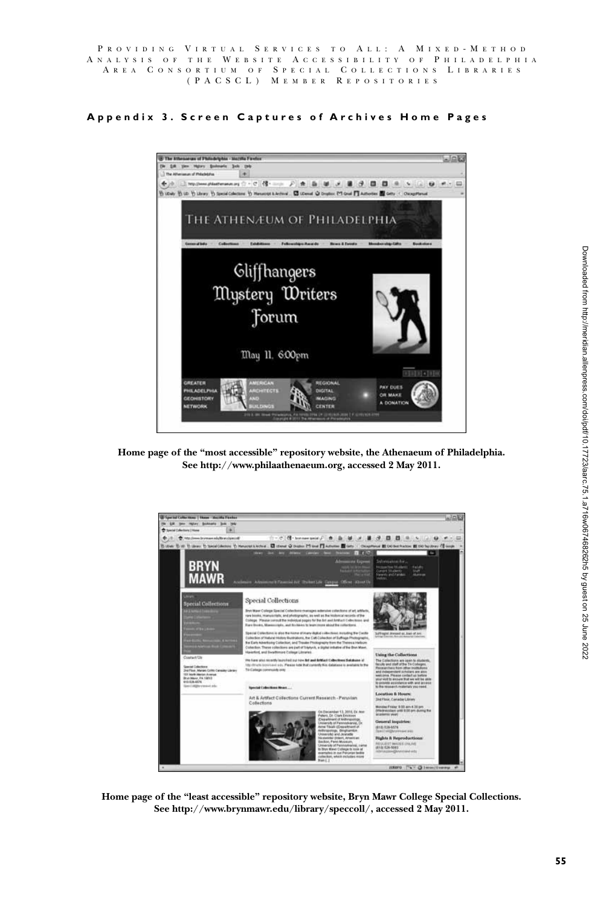## Appendix 3. Screen Captures of Archives Home Pages

Home page of the "most accessible" repository website, the Athenaeum of Philadelphia. See http://www.philaathenaeum.org, accessed 2 May 2011.

Home page of the "least accessible" repository website, Bryn Mawr College Special Collections. See http://www.brynmawr.edu/library/speccoll/, accessed 2 May 2011.